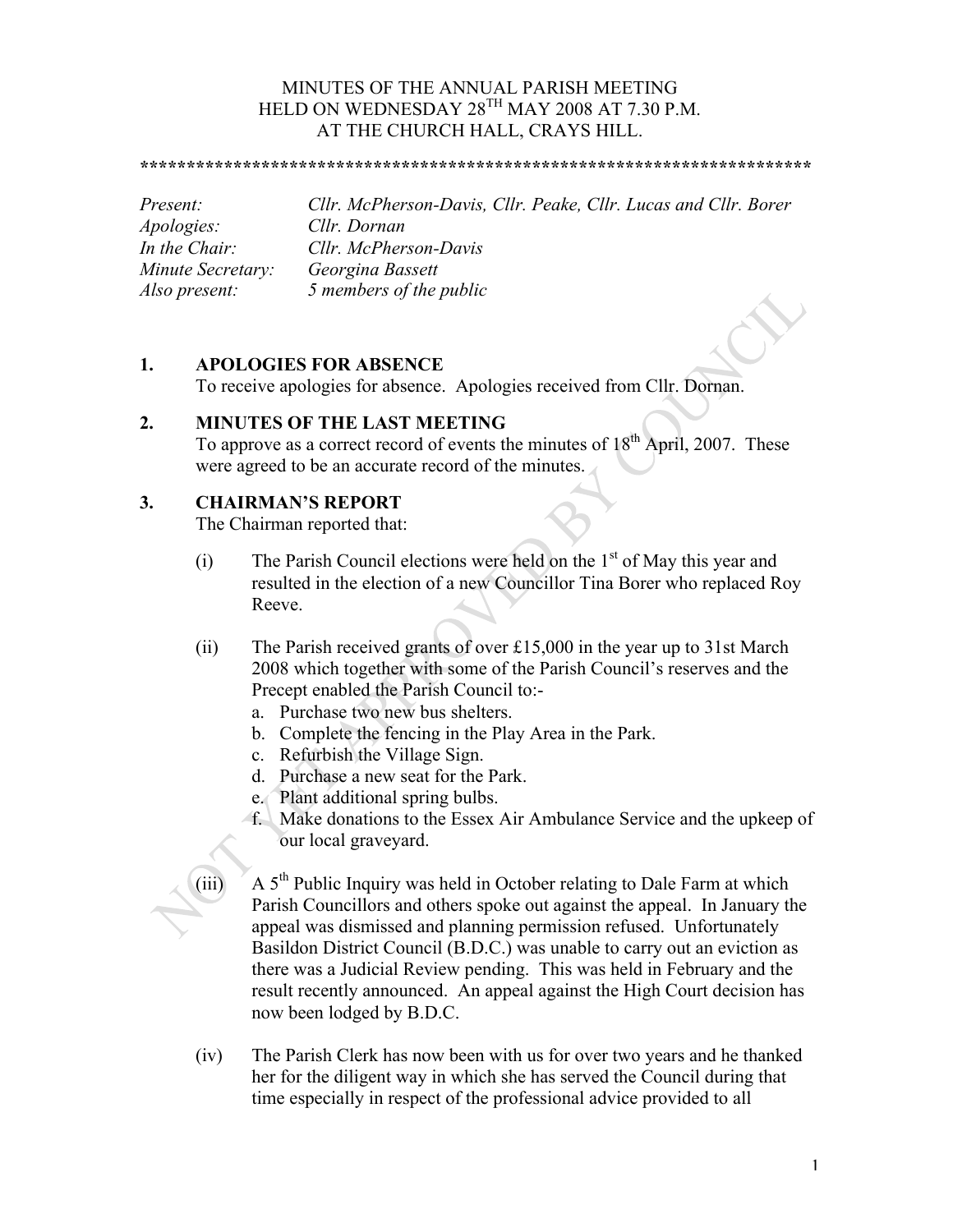MINUTES OF THE ANNUAL PARISH MEETING
HELD ON WEDNESDAY 28TH MAY 2008 AT 7.30 P.M.
AT THE CHURCH HALL, CRAYS HILL.

*************************************************************************

*Present:* *Cllr. McPherson-Davis, Cllr. Peake, Cllr. Lucas and Cllr. Borer*
*Apologies:* *Cllr. Dornan*
*In the Chair:* *Cllr. McPherson-Davis*
*Minute Secretary:* *Georgina Bassett*
*Also present:* *5 members of the public*

**1. APOLOGIES FOR ABSENCE**

To receive apologies for absence. Apologies received from Cllr. Dornan.

**2. MINUTES OF THE LAST MEETING**

To approve as a correct record of events the minutes of 18th April, 2007. These were agreed to be an accurate record of the minutes.

**3. CHAIRMAN'S REPORT**

The Chairman reported that:

(i) The Parish Council elections were held on the 1st of May this year and resulted in the election of a new Councillor Tina Borer who replaced Roy Reeve.

(ii) The Parish received grants of over £15,000 in the year up to 31st March 2008 which together with some of the Parish Council's reserves and the Precept enabled the Parish Council to:-

   a. Purchase two new bus shelters.
   b. Complete the fencing in the Play Area in the Park.
   c. Refurbish the Village Sign.
   d. Purchase a new seat for the Park.
   e. Plant additional spring bulbs.
   f. Make donations to the Essex Air Ambulance Service and the upkeep of our local graveyard.

(iii) A 5th Public Inquiry was held in October relating to Dale Farm at which Parish Councillors and others spoke out against the appeal. In January the appeal was dismissed and planning permission refused. Unfortunately Basildon District Council (B.D.C.) was unable to carry out an eviction as there was a Judicial Review pending. This was held in February and the result recently announced. An appeal against the High Court decision has now been lodged by B.D.C.

(iv) The Parish Clerk has now been with us for over two years and he thanked her for the diligent way in which she has served the Council during that time especially in respect of the professional advice provided to all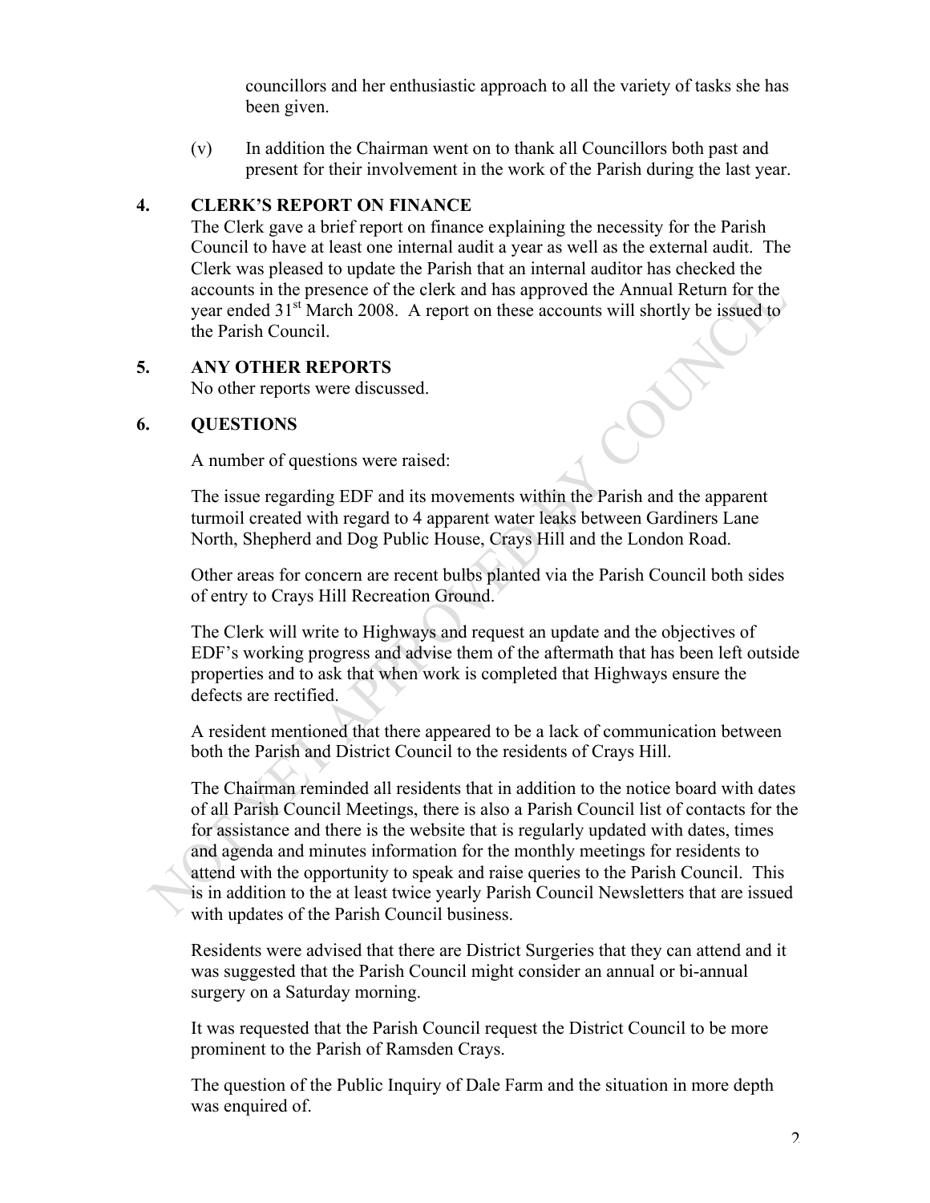councillors and her enthusiastic approach to all the variety of tasks she has been given.

(v) In addition the Chairman went on to thank all Councillors both past and present for their involvement in the work of the Parish during the last year.

## 4. CLERK'S REPORT ON FINANCE

The Clerk gave a brief report on finance explaining the necessity for the Parish Council to have at least one internal audit a year as well as the external audit. The Clerk was pleased to update the Parish that an internal auditor has checked the accounts in the presence of the clerk and has approved the Annual Return for the year ended 31st March 2008. A report on these accounts will shortly be issued to the Parish Council.

## 5. ANY OTHER REPORTS

No other reports were discussed.

## 6. QUESTIONS

A number of questions were raised:

The issue regarding EDF and its movements within the Parish and the apparent turmoil created with regard to 4 apparent water leaks between Gardiners Lane North, Shepherd and Dog Public House, Crays Hill and the London Road.

Other areas for concern are recent bulbs planted via the Parish Council both sides of entry to Crays Hill Recreation Ground.

The Clerk will write to Highways and request an update and the objectives of EDF's working progress and advise them of the aftermath that has been left outside properties and to ask that when work is completed that Highways ensure the defects are rectified.

A resident mentioned that there appeared to be a lack of communication between both the Parish and District Council to the residents of Crays Hill.

The Chairman reminded all residents that in addition to the notice board with dates of all Parish Council Meetings, there is also a Parish Council list of contacts for the for assistance and there is the website that is regularly updated with dates, times and agenda and minutes information for the monthly meetings for residents to attend with the opportunity to speak and raise queries to the Parish Council. This is in addition to the at least twice yearly Parish Council Newsletters that are issued with updates of the Parish Council business.

Residents were advised that there are District Surgeries that they can attend and it was suggested that the Parish Council might consider an annual or bi-annual surgery on a Saturday morning.

It was requested that the Parish Council request the District Council to be more prominent to the Parish of Ramsden Crays.

The question of the Public Inquiry of Dale Farm and the situation in more depth was enquired of.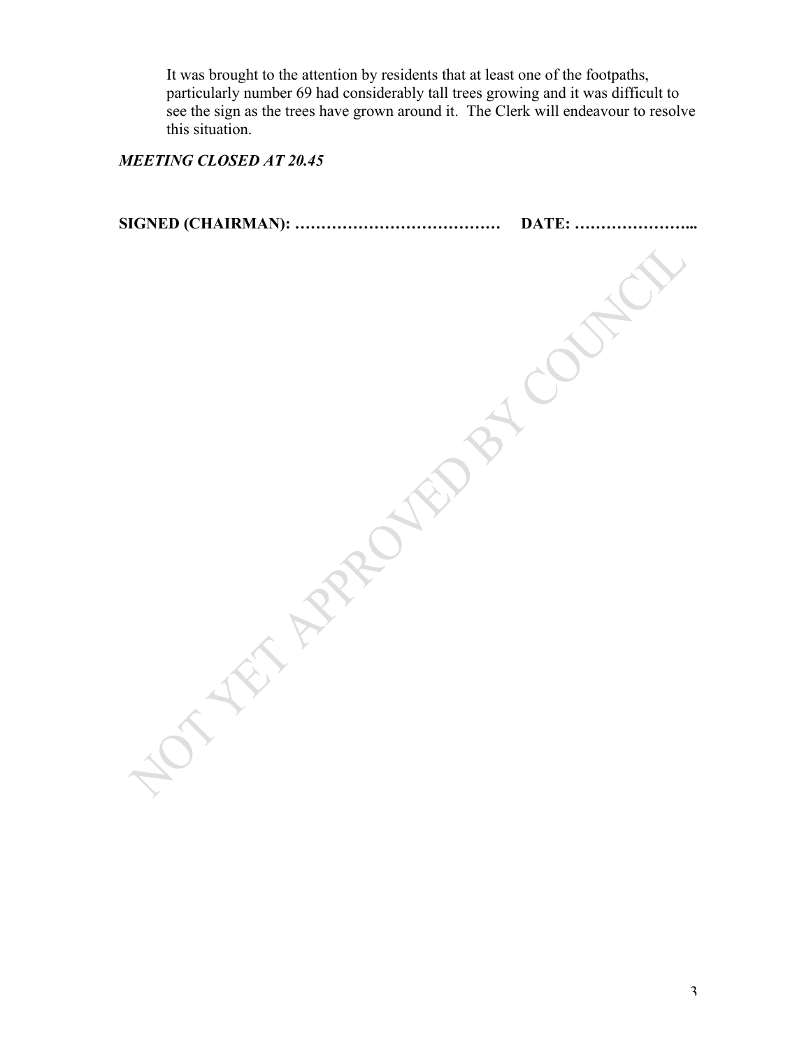It was brought to the attention by residents that at least one of the footpaths, particularly number 69 had considerably tall trees growing and it was difficult to see the sign as the trees have grown around it. The Clerk will endeavour to resolve this situation.

***MEETING CLOSED AT 20.45***

**SIGNED (CHAIRMAN): ………………………………… DATE: …………………...**

NOT YET APPROVED BY COUNCIL